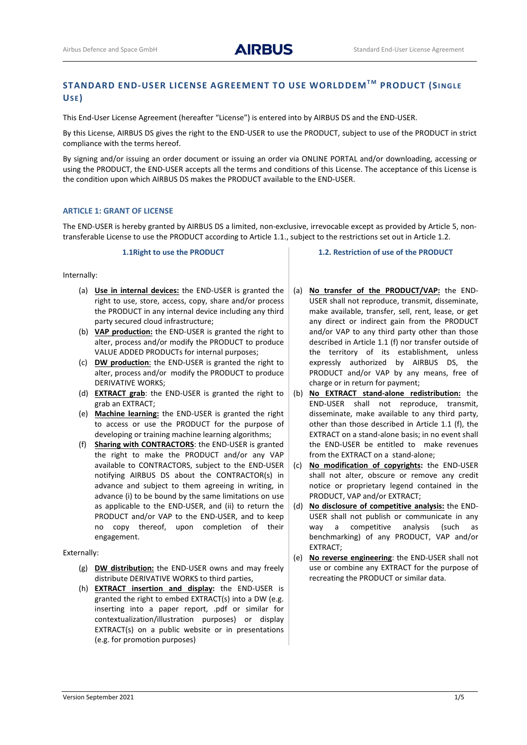# STANDARD END-USER LICENSE AGREEMENT TO USE WORLDDEM$^{TM}$ PRODUCT (SINGLE USE)

This End-User License Agreement (hereafter "License") is entered into by AIRBUS DS and the END-USER.

By this License, AIRBUS DS gives the right to the END-USER to use the PRODUCT, subject to use of the PRODUCT in strict compliance with the terms hereof.

By signing and/or issuing an order document or issuing an order via ONLINE PORTAL and/or downloading, accessing or using the PRODUCT, the END-USER accepts all the terms and conditions of this License. The acceptance of this License is the condition upon which AIRBUS DS makes the PRODUCT available to the END-USER.

## ARTICLE 1: GRANT OF LICENSE

The END-USER is hereby granted by AIRBUS DS a limited, non-exclusive, irrevocable except as provided by Article 5, non-transferable License to use the PRODUCT according to Article 1.1., subject to the restrictions set out in Article 1.2.

### 1.1Right to use the PRODUCT

Internally:

(a) **Use in internal devices:** the END-USER is granted the right to use, store, access, copy, share and/or process the PRODUCT in any internal device including any third party secured cloud infrastructure;

(b) **VAP production:** the END-USER is granted the right to alter, process and/or modify the PRODUCT to produce VALUE ADDED PRODUCTs for internal purposes;

(c) **DW production**: the END-USER is granted the right to alter, process and/or modify the PRODUCT to produce DERIVATIVE WORKS;

(d) **EXTRACT grab**: the END-USER is granted the right to grab an EXTRACT;

(e) **Machine learning:** the END-USER is granted the right to access or use the PRODUCT for the purpose of developing or training machine learning algorithms;

(f) **Sharing with CONTRACTORS**: the END-USER is granted the right to make the PRODUCT and/or any VAP available to CONTRACTORS, subject to the END-USER notifying AIRBUS DS about the CONTRACTOR(s) in advance and subject to them agreeing in writing, in advance (i) to be bound by the same limitations on use as applicable to the END-USER, and (ii) to return the PRODUCT and/or VAP to the END-USER, and to keep no copy thereof, upon completion of their engagement.

Externally:

(g) **DW distribution:** the END-USER owns and may freely distribute DERIVATIVE WORKS to third parties,

(h) **EXTRACT insertion and display:** the END-USER is granted the right to embed EXTRACT(s) into a DW (e.g. inserting into a paper report, .pdf or similar for contextualization/illustration purposes) or display EXTRACT(s) on a public website or in presentations (e.g. for promotion purposes)

### 1.2. Restriction of use of the PRODUCT

(a) **No transfer of the PRODUCT/VAP:** the END-USER shall not reproduce, transmit, disseminate, make available, transfer, sell, rent, lease, or get any direct or indirect gain from the PRODUCT and/or VAP to any third party other than those described in Article 1.1 (f) nor transfer outside of the territory of its establishment, unless expressly authorized by AIRBUS DS, the PRODUCT and/or VAP by any means, free of charge or in return for payment;

(b) **No EXTRACT stand-alone redistribution:** the END-USER shall not reproduce, transmit, disseminate, make available to any third party, other than those described in Article 1.1 (f), the EXTRACT on a stand-alone basis; in no event shall the END-USER be entitled to make revenues from the EXTRACT on a stand-alone;

(c) **No modification of copyrights:** the END-USER shall not alter, obscure or remove any credit notice or proprietary legend contained in the PRODUCT, VAP and/or EXTRACT;

(d) **No disclosure of competitive analysis:** the END-USER shall not publish or communicate in any way a competitive analysis (such as benchmarking) of any PRODUCT, VAP and/or EXTRACT;

(e) **No reverse engineering**: the END-USER shall not use or combine any EXTRACT for the purpose of recreating the PRODUCT or similar data.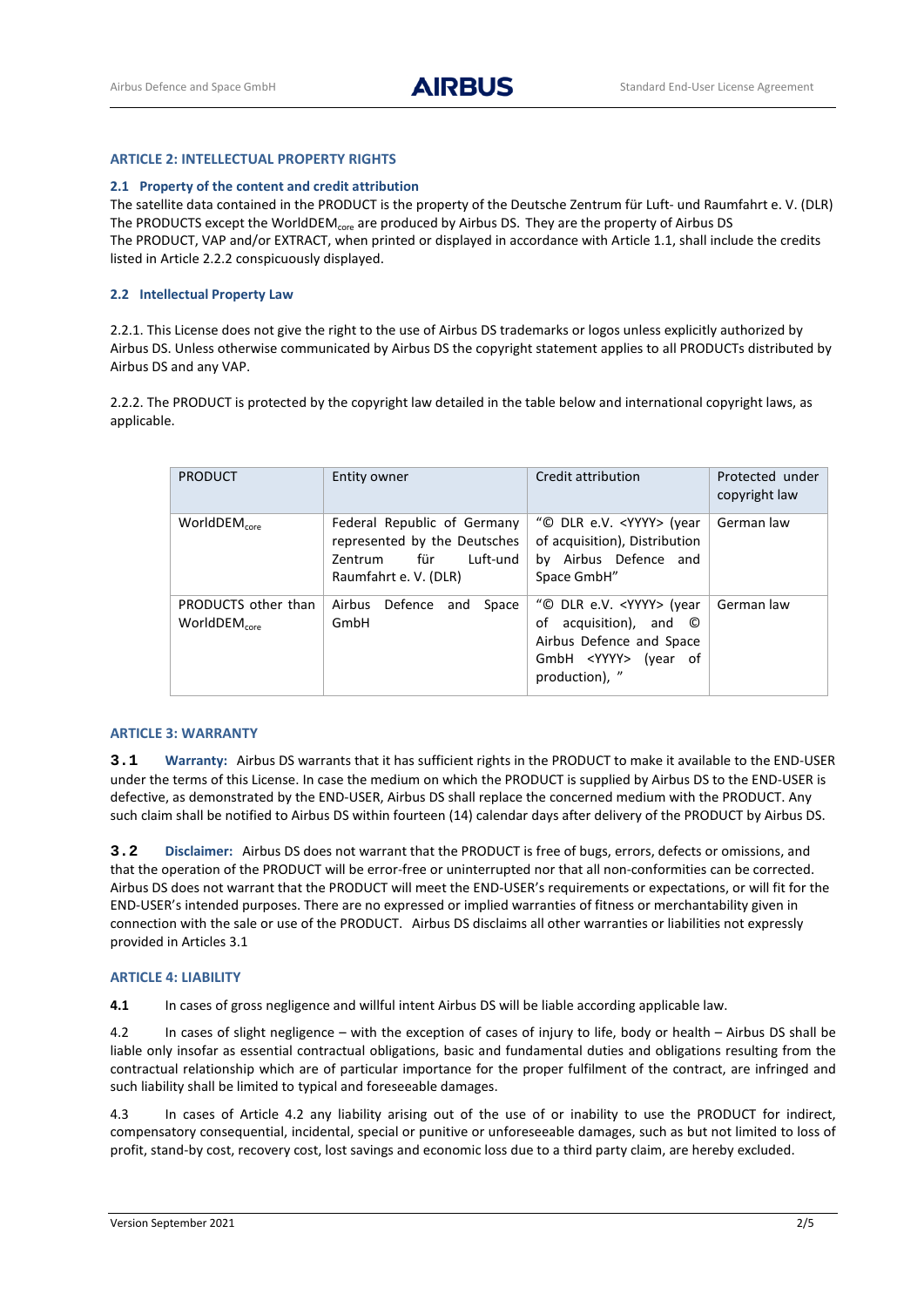## ARTICLE 2: INTELLECTUAL PROPERTY RIGHTS

### 2.1 Property of the content and credit attribution

The satellite data contained in the PRODUCT is the property of the Deutsche Zentrum für Luft- und Raumfahrt e. V. (DLR)
The PRODUCTS except the WorldDEM$_{core}$ are produced by Airbus DS. They are the property of Airbus DS
The PRODUCT, VAP and/or EXTRACT, when printed or displayed in accordance with Article 1.1, shall include the credits listed in Article 2.2.2 conspicuously displayed.

### 2.2 Intellectual Property Law

2.2.1. This License does not give the right to the use of Airbus DS trademarks or logos unless explicitly authorized by Airbus DS. Unless otherwise communicated by Airbus DS the copyright statement applies to all PRODUCTs distributed by Airbus DS and any VAP.

2.2.2. The PRODUCT is protected by the copyright law detailed in the table below and international copyright laws, as applicable.

| PRODUCT | Entity owner | Credit attribution | Protected under copyright law |
|---|---|---|---|
| WorldDEM$_{core}$ | Federal Republic of Germany represented by the Deutsches Zentrum für Luft-und Raumfahrt e. V. (DLR) | "© DLR e.V. <YYYY> (year of acquisition), Distribution by Airbus Defence and Space GmbH" | German law |
| PRODUCTS other than WorldDEM$_{core}$ | Airbus Defence and Space GmbH | "© DLR e.V. <YYYY> (year of acquisition), and © Airbus Defence and Space GmbH <YYYY> (year of production), " | German law |

## ARTICLE 3: WARRANTY

**3.1 Warranty:** Airbus DS warrants that it has sufficient rights in the PRODUCT to make it available to the END-USER under the terms of this License. In case the medium on which the PRODUCT is supplied by Airbus DS to the END-USER is defective, as demonstrated by the END-USER, Airbus DS shall replace the concerned medium with the PRODUCT. Any such claim shall be notified to Airbus DS within fourteen (14) calendar days after delivery of the PRODUCT by Airbus DS.

**3.2 Disclaimer:** Airbus DS does not warrant that the PRODUCT is free of bugs, errors, defects or omissions, and that the operation of the PRODUCT will be error-free or uninterrupted nor that all non-conformities can be corrected. Airbus DS does not warrant that the PRODUCT will meet the END-USER's requirements or expectations, or will fit for the END-USER's intended purposes. There are no expressed or implied warranties of fitness or merchantability given in connection with the sale or use of the PRODUCT. Airbus DS disclaims all other warranties or liabilities not expressly provided in Articles 3.1

## ARTICLE 4: LIABILITY

**4.1** In cases of gross negligence and willful intent Airbus DS will be liable according applicable law.

4.2 In cases of slight negligence – with the exception of cases of injury to life, body or health – Airbus DS shall be liable only insofar as essential contractual obligations, basic and fundamental duties and obligations resulting from the contractual relationship which are of particular importance for the proper fulfilment of the contract, are infringed and such liability shall be limited to typical and foreseeable damages.

4.3 In cases of Article 4.2 any liability arising out of the use of or inability to use the PRODUCT for indirect, compensatory consequential, incidental, special or punitive or unforeseeable damages, such as but not limited to loss of profit, stand-by cost, recovery cost, lost savings and economic loss due to a third party claim, are hereby excluded.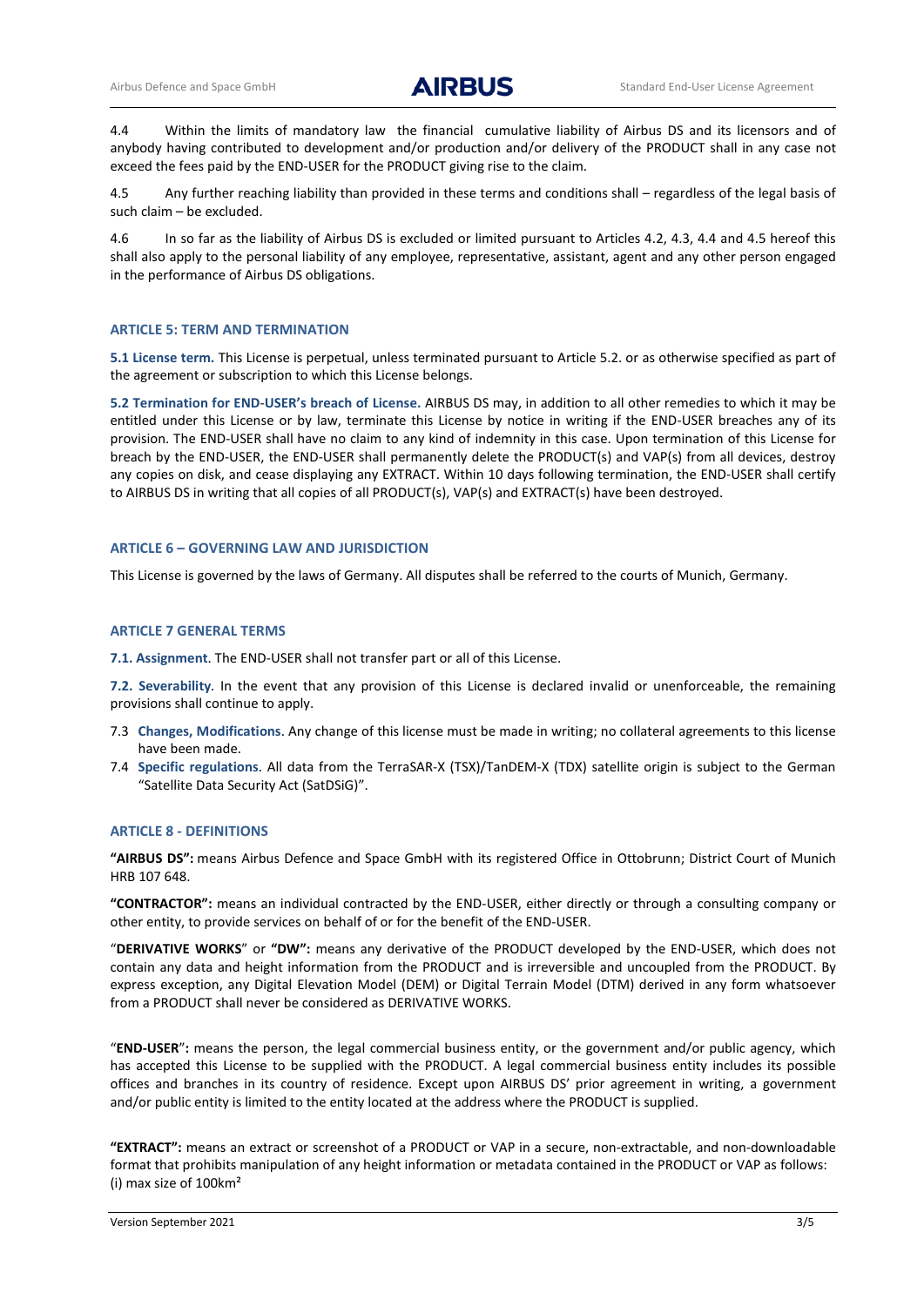4.4 Within the limits of mandatory law the financial cumulative liability of Airbus DS and its licensors and of anybody having contributed to development and/or production and/or delivery of the PRODUCT shall in any case not exceed the fees paid by the END-USER for the PRODUCT giving rise to the claim.

4.5 Any further reaching liability than provided in these terms and conditions shall – regardless of the legal basis of such claim – be excluded.

4.6 In so far as the liability of Airbus DS is excluded or limited pursuant to Articles 4.2, 4.3, 4.4 and 4.5 hereof this shall also apply to the personal liability of any employee, representative, assistant, agent and any other person engaged in the performance of Airbus DS obligations.

## ARTICLE 5: TERM AND TERMINATION

**5.1 License term.** This License is perpetual, unless terminated pursuant to Article 5.2. or as otherwise specified as part of the agreement or subscription to which this License belongs.

**5.2 Termination for END-USER's breach of License.** AIRBUS DS may, in addition to all other remedies to which it may be entitled under this License or by law, terminate this License by notice in writing if the END-USER breaches any of its provision. The END-USER shall have no claim to any kind of indemnity in this case. Upon termination of this License for breach by the END-USER, the END-USER shall permanently delete the PRODUCT(s) and VAP(s) from all devices, destroy any copies on disk, and cease displaying any EXTRACT. Within 10 days following termination, the END-USER shall certify to AIRBUS DS in writing that all copies of all PRODUCT(s), VAP(s) and EXTRACT(s) have been destroyed.

## ARTICLE 6 – GOVERNING LAW AND JURISDICTION

This License is governed by the laws of Germany. All disputes shall be referred to the courts of Munich, Germany.

## ARTICLE 7 GENERAL TERMS

**7.1. Assignment**. The END-USER shall not transfer part or all of this License.

**7.2. Severability**. In the event that any provision of this License is declared invalid or unenforceable, the remaining provisions shall continue to apply.

7.3 **Changes, Modifications**. Any change of this license must be made in writing; no collateral agreements to this license have been made.

7.4 **Specific regulations**. All data from the TerraSAR-X (TSX)/TanDEM-X (TDX) satellite origin is subject to the German "Satellite Data Security Act (SatDSiG)".

## ARTICLE 8 - DEFINITIONS

**"AIRBUS DS":** means Airbus Defence and Space GmbH with its registered Office in Ottobrunn; District Court of Munich HRB 107 648.

**"CONTRACTOR":** means an individual contracted by the END-USER, either directly or through a consulting company or other entity, to provide services on behalf of or for the benefit of the END-USER.

"**DERIVATIVE WORKS**" or **"DW":** means any derivative of the PRODUCT developed by the END-USER, which does not contain any data and height information from the PRODUCT and is irreversible and uncoupled from the PRODUCT. By express exception, any Digital Elevation Model (DEM) or Digital Terrain Model (DTM) derived in any form whatsoever from a PRODUCT shall never be considered as DERIVATIVE WORKS.

"**END-USER**"**:** means the person, the legal commercial business entity, or the government and/or public agency, which has accepted this License to be supplied with the PRODUCT. A legal commercial business entity includes its possible offices and branches in its country of residence. Except upon AIRBUS DS' prior agreement in writing, a government and/or public entity is limited to the entity located at the address where the PRODUCT is supplied.

**"EXTRACT":** means an extract or screenshot of a PRODUCT or VAP in a secure, non-extractable, and non-downloadable format that prohibits manipulation of any height information or metadata contained in the PRODUCT or VAP as follows:
(i) max size of 100km²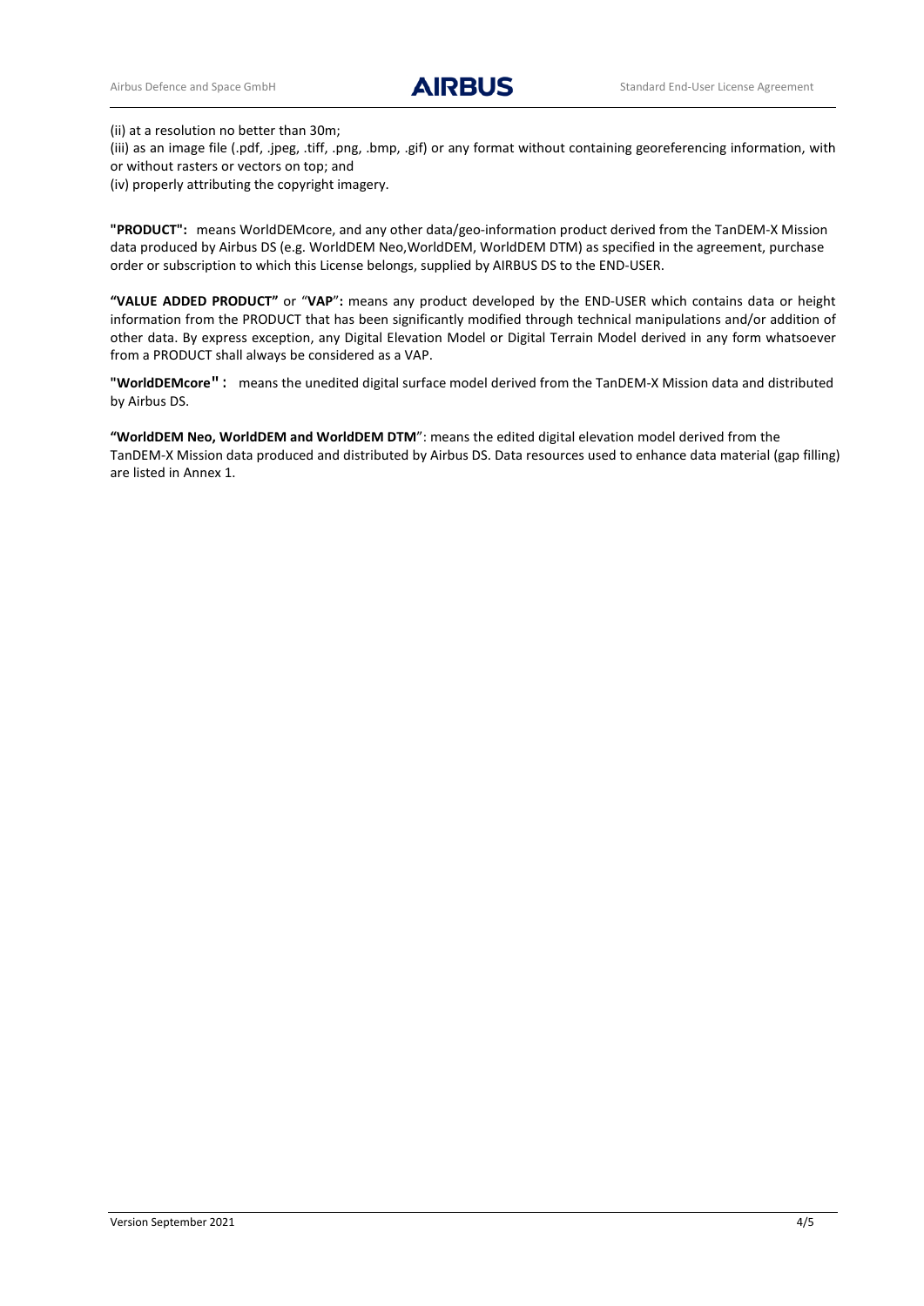(ii) at a resolution no better than 30m;

(iii) as an image file (.pdf, .jpeg, .tiff, .png, .bmp, .gif) or any format without containing georeferencing information, with or without rasters or vectors on top; and

(iv) properly attributing the copyright imagery.

**"PRODUCT":** means WorldDEMcore, and any other data/geo-information product derived from the TanDEM-X Mission data produced by Airbus DS (e.g. WorldDEM Neo,WorldDEM, WorldDEM DTM) as specified in the agreement, purchase order or subscription to which this License belongs, supplied by AIRBUS DS to the END-USER.

**"VALUE ADDED PRODUCT"** or "**VAP**"**:** means any product developed by the END-USER which contains data or height information from the PRODUCT that has been significantly modified through technical manipulations and/or addition of other data. By express exception, any Digital Elevation Model or Digital Terrain Model derived in any form whatsoever from a PRODUCT shall always be considered as a VAP.

**"WorldDEMcore"：** means the unedited digital surface model derived from the TanDEM-X Mission data and distributed by Airbus DS.

**"WorldDEM Neo, WorldDEM and WorldDEM DTM"**: means the edited digital elevation model derived from the TanDEM-X Mission data produced and distributed by Airbus DS. Data resources used to enhance data material (gap filling) are listed in Annex 1.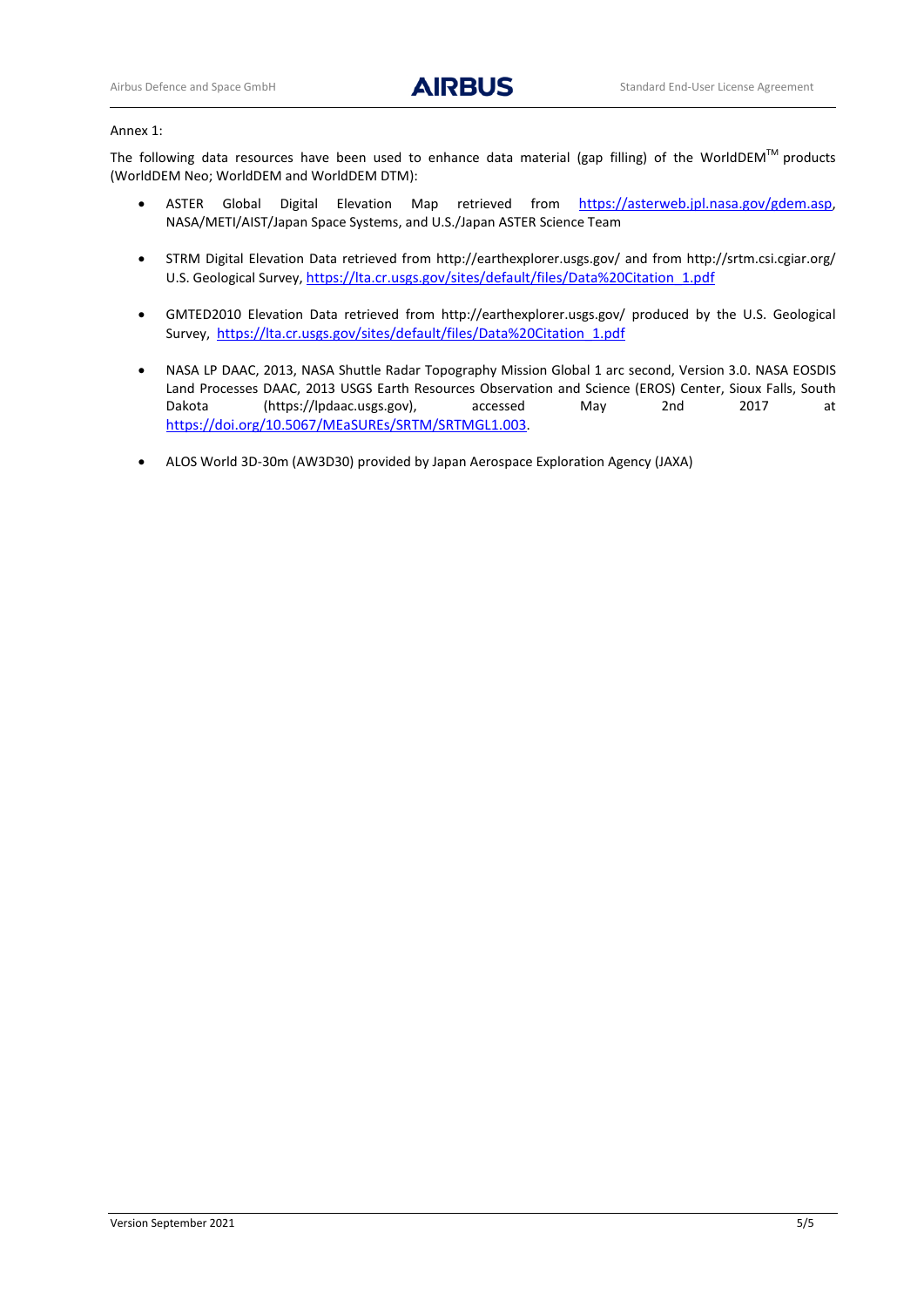Annex 1:

The following data resources have been used to enhance data material (gap filling) of the WorldDEM™ products (WorldDEM Neo; WorldDEM and WorldDEM DTM):

- ASTER Global Digital Elevation Map retrieved from https://asterweb.jpl.nasa.gov/gdem.asp, NASA/METI/AIST/Japan Space Systems, and U.S./Japan ASTER Science Team

- STRM Digital Elevation Data retrieved from http://earthexplorer.usgs.gov/ and from http://srtm.csi.cgiar.org/ U.S. Geological Survey, https://lta.cr.usgs.gov/sites/default/files/Data%20Citation_1.pdf

- GMTED2010 Elevation Data retrieved from http://earthexplorer.usgs.gov/ produced by the U.S. Geological Survey, https://lta.cr.usgs.gov/sites/default/files/Data%20Citation_1.pdf

- NASA LP DAAC, 2013, NASA Shuttle Radar Topography Mission Global 1 arc second, Version 3.0. NASA EOSDIS Land Processes DAAC, 2013 USGS Earth Resources Observation and Science (EROS) Center, Sioux Falls, South Dakota (https://lpdaac.usgs.gov), accessed May 2nd 2017 at https://doi.org/10.5067/MEaSUREs/SRTM/SRTMGL1.003.

- ALOS World 3D-30m (AW3D30) provided by Japan Aerospace Exploration Agency (JAXA)